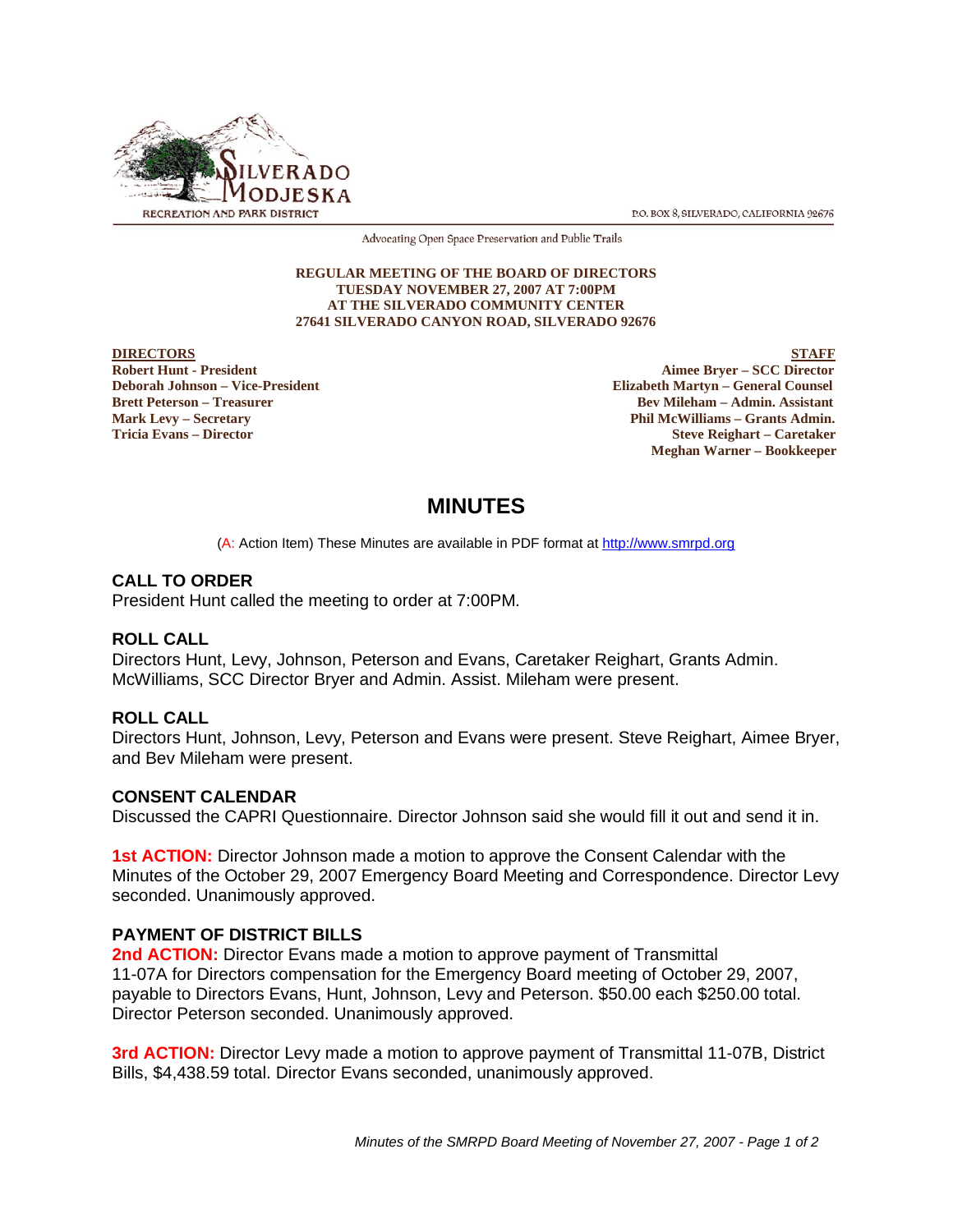SILVERADO MODJESKA RECREATION AND PARK DISTRICT

P.O. BOX 8, SILVERADO, CALIFORNIA 92676

Advocating Open Space Preservation and Public Trails

**REGULAR MEETING OF THE BOARD OF DIRECTORS**
**TUESDAY NOVEMBER 27, 2007 AT 7:00PM**
**AT THE SILVERADO COMMUNITY CENTER**
**27641 SILVERADO CANYON ROAD, SILVERADO 92676**

**DIRECTORS**
**Robert Hunt - President**
**Deborah Johnson – Vice-President**
**Brett Peterson – Treasurer**
**Mark Levy – Secretary**
**Tricia Evans – Director**

**STAFF**
**Aimee Bryer – SCC Director**
**Elizabeth Martyn – General Counsel**
**Bev Mileham – Admin. Assistant**
**Phil McWilliams – Grants Admin.**
**Steve Reighart – Caretaker**
**Meghan Warner – Bookkeeper**

# MINUTES

(A: Action Item) These Minutes are available in PDF format at http://www.smrpd.org

## CALL TO ORDER

President Hunt called the meeting to order at 7:00PM.

## ROLL CALL

Directors Hunt, Levy, Johnson, Peterson and Evans, Caretaker Reighart, Grants Admin. McWilliams, SCC Director Bryer and Admin. Assist. Mileham were present.

## ROLL CALL

Directors Hunt, Johnson, Levy, Peterson and Evans were present. Steve Reighart, Aimee Bryer, and Bev Mileham were present.

## CONSENT CALENDAR

Discussed the CAPRI Questionnaire. Director Johnson said she would fill it out and send it in.

**1st ACTION:** Director Johnson made a motion to approve the Consent Calendar with the Minutes of the October 29, 2007 Emergency Board Meeting and Correspondence. Director Levy seconded. Unanimously approved.

## PAYMENT OF DISTRICT BILLS

**2nd ACTION:** Director Evans made a motion to approve payment of Transmittal 11-07A for Directors compensation for the Emergency Board meeting of October 29, 2007, payable to Directors Evans, Hunt, Johnson, Levy and Peterson. $50.00 each $250.00 total. Director Peterson seconded. Unanimously approved.

**3rd ACTION:** Director Levy made a motion to approve payment of Transmittal 11-07B, District Bills, $4,438.59 total. Director Evans seconded, unanimously approved.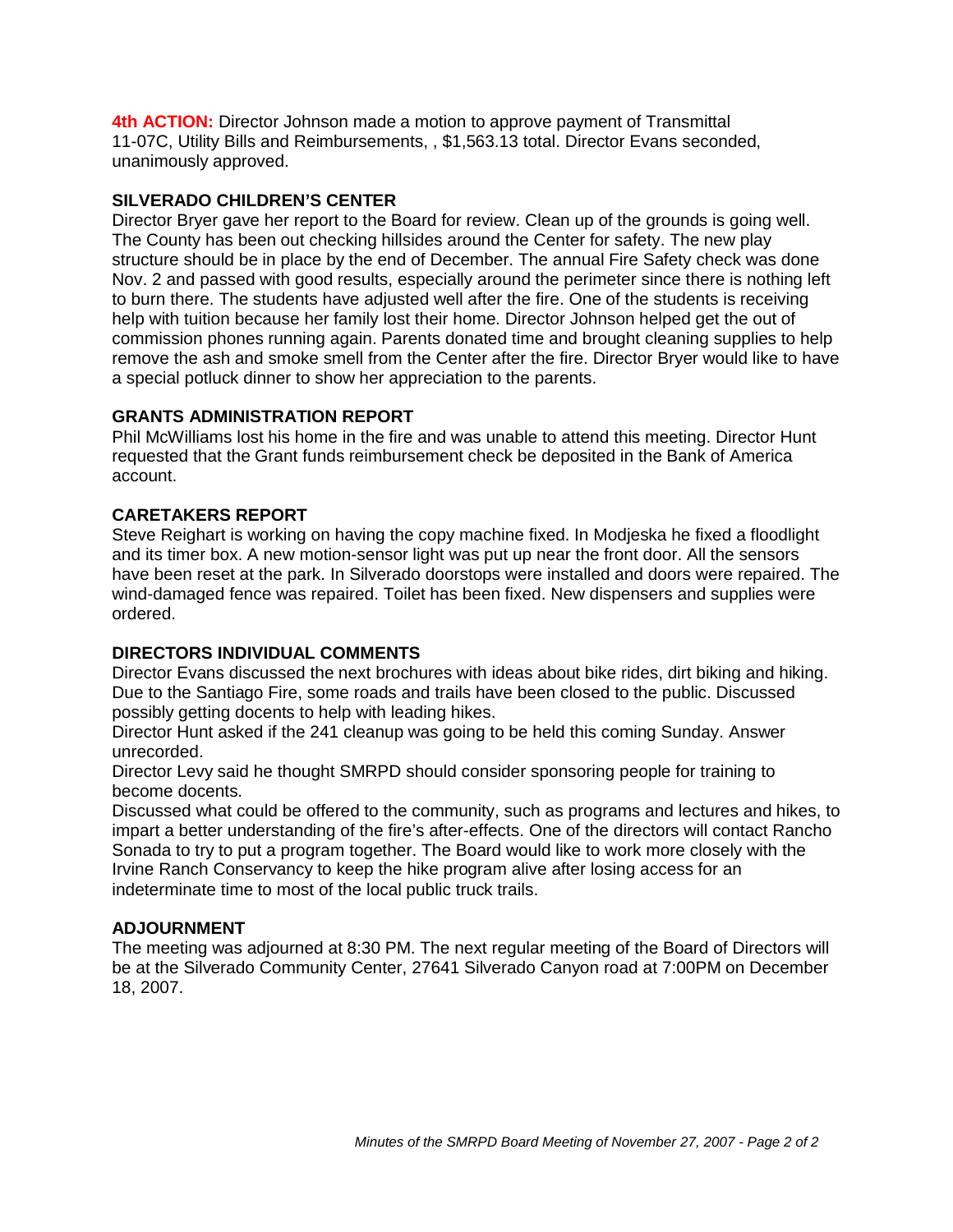**4th ACTION:** Director Johnson made a motion to approve payment of Transmittal 11-07C, Utility Bills and Reimbursements, , $1,563.13 total. Director Evans seconded, unanimously approved.

**SILVERADO CHILDREN'S CENTER**

Director Bryer gave her report to the Board for review. Clean up of the grounds is going well. The County has been out checking hillsides around the Center for safety. The new play structure should be in place by the end of December. The annual Fire Safety check was done Nov. 2 and passed with good results, especially around the perimeter since there is nothing left to burn there. The students have adjusted well after the fire. One of the students is receiving help with tuition because her family lost their home. Director Johnson helped get the out of commission phones running again. Parents donated time and brought cleaning supplies to help remove the ash and smoke smell from the Center after the fire. Director Bryer would like to have a special potluck dinner to show her appreciation to the parents.

**GRANTS ADMINISTRATION REPORT**

Phil McWilliams lost his home in the fire and was unable to attend this meeting. Director Hunt requested that the Grant funds reimbursement check be deposited in the Bank of America account.

**CARETAKERS REPORT**

Steve Reighart is working on having the copy machine fixed. In Modjeska he fixed a floodlight and its timer box. A new motion-sensor light was put up near the front door. All the sensors have been reset at the park. In Silverado doorstops were installed and doors were repaired. The wind-damaged fence was repaired. Toilet has been fixed. New dispensers and supplies were ordered.

**DIRECTORS INDIVIDUAL COMMENTS**

Director Evans discussed the next brochures with ideas about bike rides, dirt biking and hiking. Due to the Santiago Fire, some roads and trails have been closed to the public. Discussed possibly getting docents to help with leading hikes.

Director Hunt asked if the 241 cleanup was going to be held this coming Sunday. Answer unrecorded.

Director Levy said he thought SMRPD should consider sponsoring people for training to become docents.

Discussed what could be offered to the community, such as programs and lectures and hikes, to impart a better understanding of the fire's after-effects. One of the directors will contact Rancho Sonada to try to put a program together. The Board would like to work more closely with the Irvine Ranch Conservancy to keep the hike program alive after losing access for an indeterminate time to most of the local public truck trails.

**ADJOURNMENT**

The meeting was adjourned at 8:30 PM. The next regular meeting of the Board of Directors will be at the Silverado Community Center, 27641 Silverado Canyon road at 7:00PM on December 18, 2007.